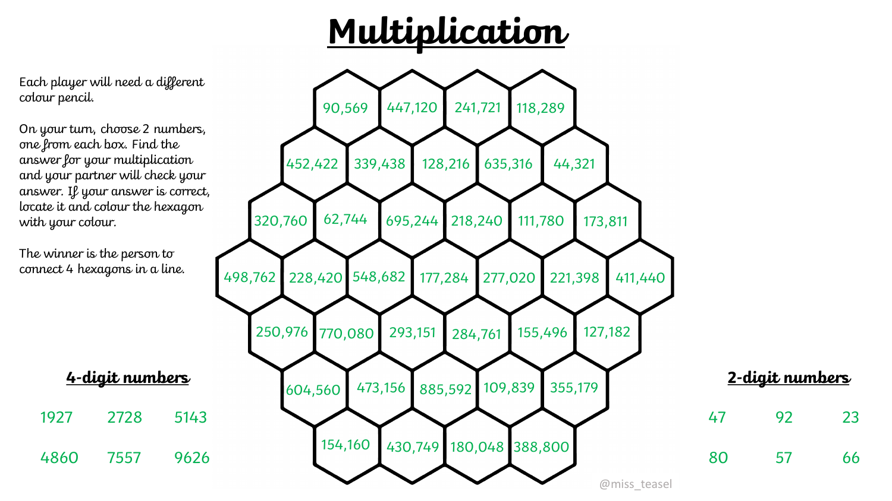# Multiplication

Each player will need a different colour pencil.

On your turn, choose 2 numbers, one from each box. Find the answer for your multiplication and your partner will check your answer. If your answer is correct, locate it and colour the hexagon with your colour.

The winner is the person to connect 4 hexagons in a line.

90,569 | 447,120 | 241,721 | 118,289

452,422 | 339,438 | 128,216 | 635,316 | 44,321

320,760 | 62,744 | 695,244 | 218,240 | 111,780 | 173,811

498,762 | 228,420 | 548,682 | 177,284 | 277,020 | 221,398 | 411,440

250,976 | 770,080 | 293,151 | 284,761 | 155,496 | 127,182

604,560 | 473,156 | 885,592 | 109,839 | 355,179

154,160 | 430,749 | 180,048 | 388,800

## 4-digit numbers

| | | |
|---|---|---|
| 1927 | 2728 | 5143 |
| 4860 | 7557 | 9626 |

## 2-digit numbers

| | | |
|---|---|---|
| 47 | 92 | 23 |
| 80 | 57 | 66 |

@miss_teasel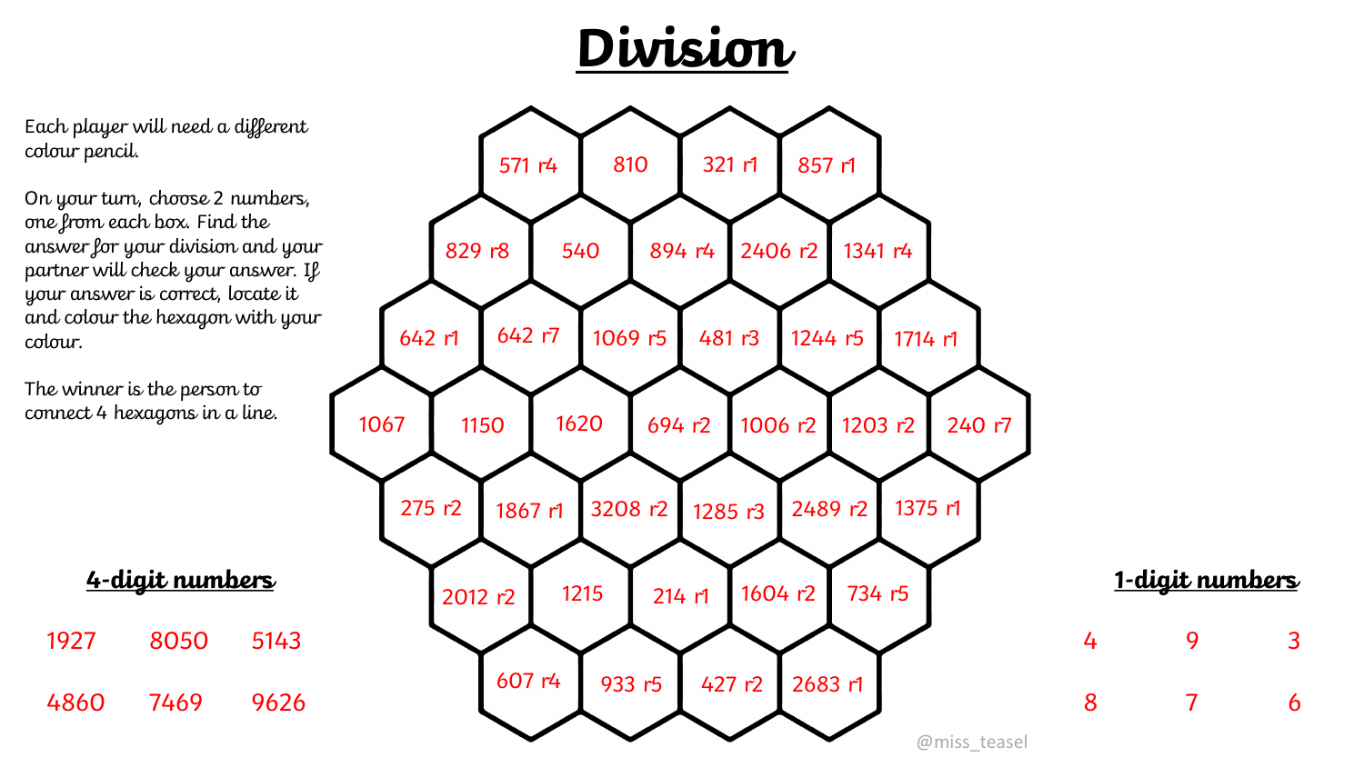# Division

Each player will need a different colour pencil.

On your turn, choose 2 numbers, one from each box. Find the answer for your division and your partner will check your answer. If your answer is correct, locate it and colour the hexagon with your colour.

The winner is the person to connect 4 hexagons in a line.

571 r4 | 810 | 321 r1 | 857 r1

829 r8 | 540 | 894 r4 | 2406 r2 | 1341 r4

642 r1 | 642 r7 | 1069 r5 | 481 r3 | 1244 r5 | 1714 r1

1067 | 1150 | 1620 | 694 r2 | 1006 r2 | 1203 r2 | 240 r7

275 r2 | 1867 r1 | 3208 r2 | 1285 r3 | 2489 r2 | 1375 r1

2012 r2 | 1215 | 214 r1 | 1604 r2 | 734 r5

607 r4 | 933 r5 | 427 r2 | 2683 r1

**4-digit numbers**

| | | |
|---|---|---|
| 1927 | 8050 | 5143 |
| 4860 | 7469 | 9626 |

**1-digit numbers**

| | | |
|---|---|---|
| 4 | 9 | 3 |
| 8 | 7 | 6 |

@miss_teasel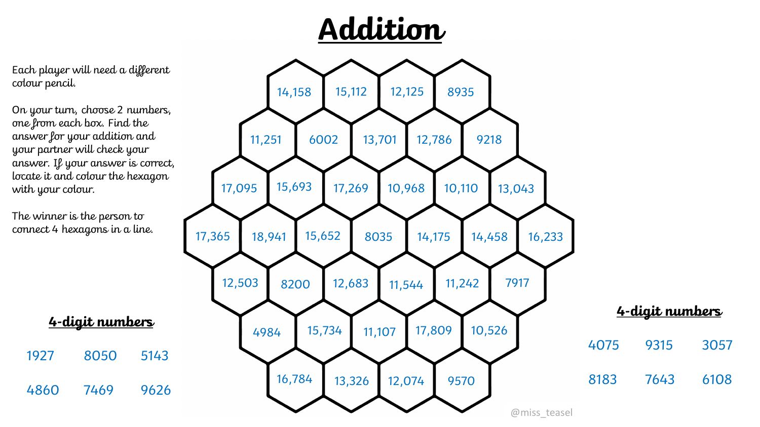# Addition

Each player will need a different colour pencil.

On your turn, choose 2 numbers, one from each box. Find the answer for your addition and your partner will check your answer. If your answer is correct, locate it and colour the hexagon with your colour.

The winner is the person to connect 4 hexagons in a line.

14,158 15,112 12,125 8935

11,251 6002 13,701 12,786 9218

17,095 15,693 17,269 10,968 10,110 13,043

17,365 18,941 15,652 8035 14,175 14,458 16,233

12,503 8200 12,683 11,544 11,242 7917

4984 15,734 11,107 17,809 10,526

16,784 13,326 12,074 9570

## 4-digit numbers

| | | |
|---|---|---|
| 1927 | 8050 | 5143 |
| 4860 | 7469 | 9626 |

## 4-digit numbers

| | | |
|---|---|---|
| 4075 | 9315 | 3057 |
| 8183 | 7643 | 6108 |

@miss_teasel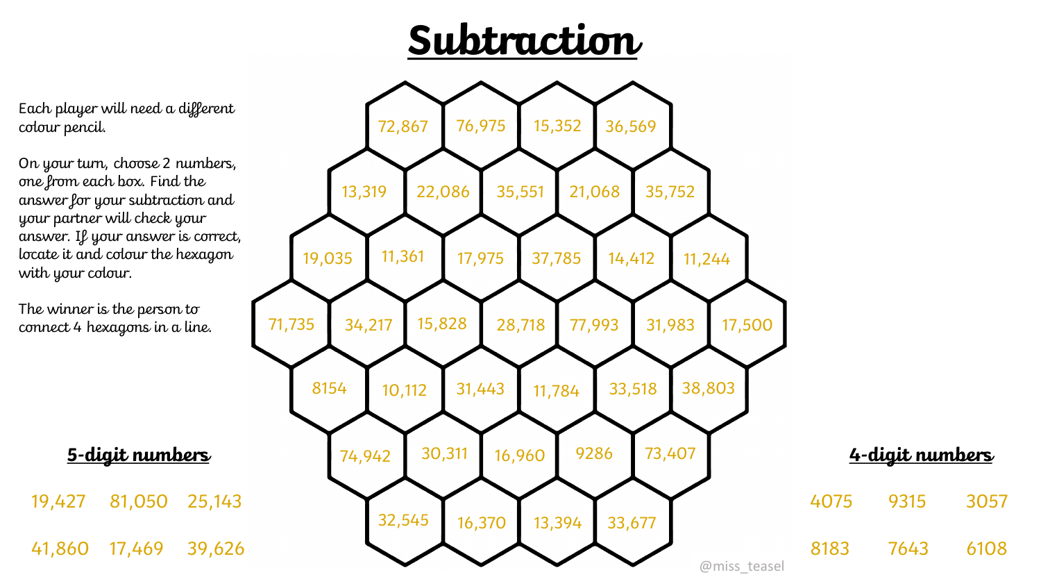# Subtraction

Each player will need a different colour pencil.

On your turn, choose 2 numbers, one from each box. Find the answer for your subtraction and your partner will check your answer. If your answer is correct, locate it and colour the hexagon with your colour.

The winner is the person to connect 4 hexagons in a line.

72,867 76,975 15,352 36,569

13,319 22,086 35,551 21,068 35,752

19,035 11,361 17,975 37,785 14,412 11,244

71,735 34,217 15,828 28,718 77,993 31,983 17,500

8154 10,112 31,443 11,784 33,518 38,803

74,942 30,311 16,960 9286 73,407

32,545 16,370 13,394 33,677

## 5-digit numbers

| | | |
|---|---|---|
| 19,427 | 81,050 | 25,143 |
| 41,860 | 17,469 | 39,626 |

## 4-digit numbers

| | | |
|---|---|---|
| 4075 | 9315 | 3057 |
| 8183 | 7643 | 6108 |

@miss_teasel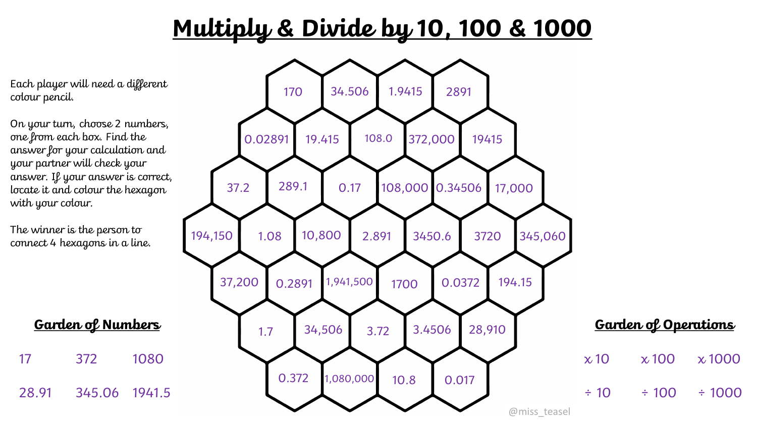# Multiply & Divide by 10, 100 & 1000

Each player will need a different colour pencil.

On your turn, choose 2 numbers, one from each box. Find the answer for your calculation and your partner will check your answer. If your answer is correct, locate it and colour the hexagon with your colour.

The winner is the person to connect 4 hexagons in a line.

Row 1: 170, 34.506, 1.9415, 2891

Row 2: 0.02891, 19.415, 108.0, 372,000, 19415

Row 3: 37.2, 289.1, 0.17, 108,000, 0.34506, 17,000

Row 4: 194,150, 1.08, 10,800, 2.891, 3450.6, 3720, 345,060

Row 5: 37,200, 0.2891, 1,941,500, 1700, 0.0372, 194.15

Row 6: 1.7, 34,506, 3.72, 3.4506, 28,910

Row 7: 0.372, 1,080,000, 10.8, 0.017

## Garden of Numbers

| | | |
|---|---|---|
| 17 | 372 | 1080 |
| 28.91 | 345.06 | 1941.5 |

## Garden of Operations

| | | |
|---|---|---|
| x 10 | x 100 | x 1000 |
| ÷ 10 | ÷ 100 | ÷ 1000 |

@miss_teasel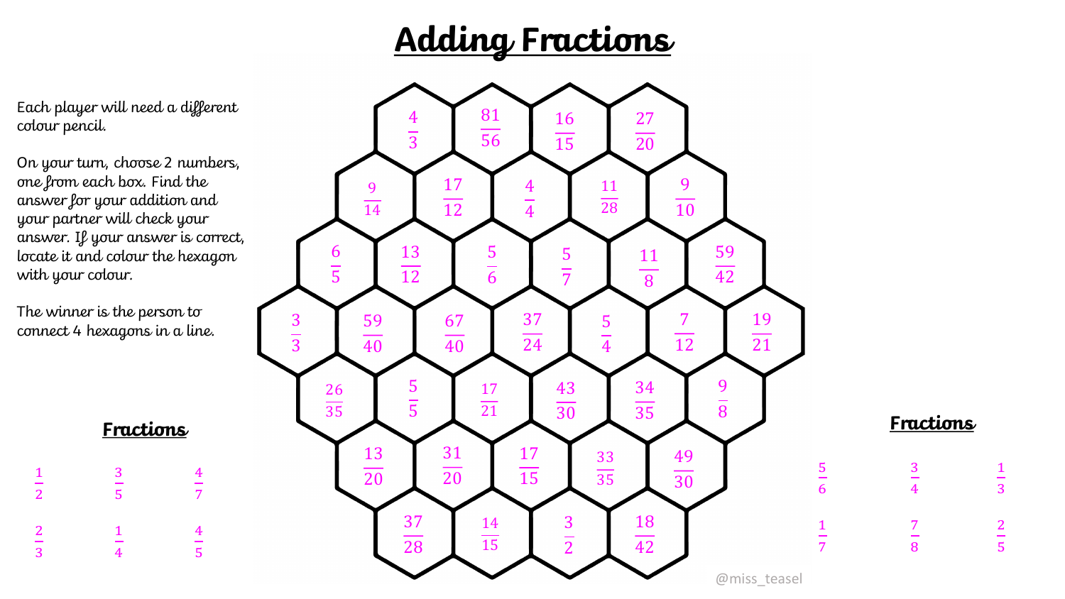# Adding Fractions

Each player will need a different colour pencil.

On your turn, choose 2 numbers, one from each box. Find the answer for your addition and your partner will check your answer. If your answer is correct, locate it and colour the hexagon with your colour.

The winner is the person to connect 4 hexagons in a line.

$\frac{4}{3}$ $\frac{81}{56}$ $\frac{16}{15}$ $\frac{27}{20}$

$\frac{9}{14}$ $\frac{17}{12}$ $\frac{4}{4}$ $\frac{11}{28}$ $\frac{9}{10}$

$\frac{6}{5}$ $\frac{13}{12}$ $\frac{5}{6}$ $\frac{5}{7}$ $\frac{11}{8}$ $\frac{59}{42}$

$\frac{3}{3}$ $\frac{59}{40}$ $\frac{67}{40}$ $\frac{37}{24}$ $\frac{5}{4}$ $\frac{7}{12}$ $\frac{19}{21}$

$\frac{26}{35}$ $\frac{5}{5}$ $\frac{17}{21}$ $\frac{43}{30}$ $\frac{34}{35}$ $\frac{9}{8}$

$\frac{13}{20}$ $\frac{31}{20}$ $\frac{17}{15}$ $\frac{33}{35}$ $\frac{49}{30}$

$\frac{37}{28}$ $\frac{14}{15}$ $\frac{3}{2}$ $\frac{18}{42}$

## Fractions

$\frac{1}{2}$ $\frac{3}{5}$ $\frac{4}{7}$

$\frac{2}{3}$ $\frac{1}{4}$ $\frac{4}{5}$

## Fractions

$\frac{5}{6}$ $\frac{3}{4}$ $\frac{1}{3}$

$\frac{1}{7}$ $\frac{7}{8}$ $\frac{2}{5}$

@miss_teasel